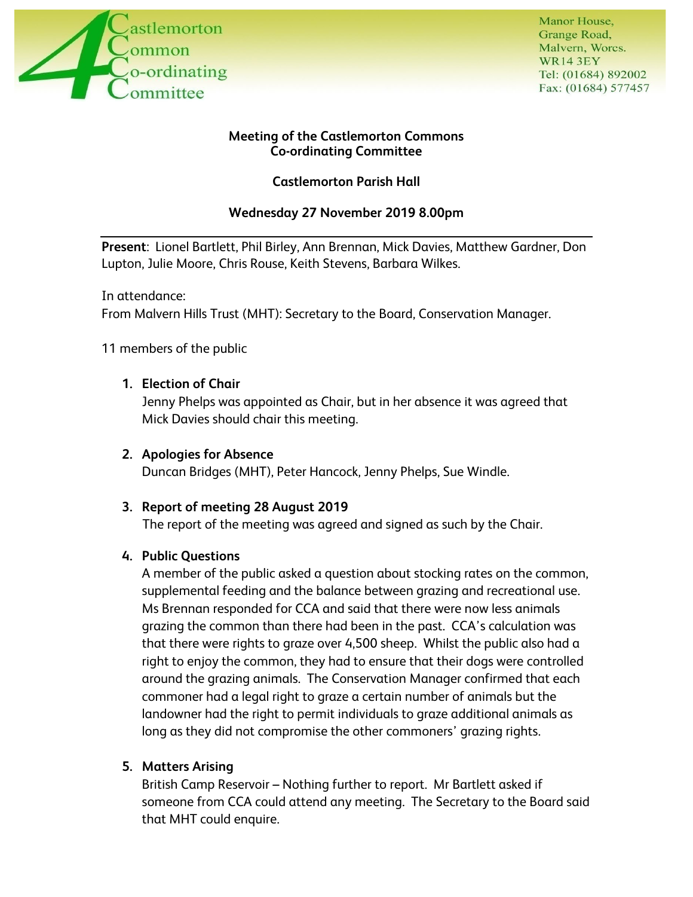Castlemorton Common Co-ordinating Committee

Manor House,
Grange Road,
Malvern, Worcs.
WR14 3EY
Tel: (01684) 892002
Fax: (01684) 577457

**Meeting of the Castlemorton Commons Co-ordinating Committee**

**Castlemorton Parish Hall**

**Wednesday 27 November 2019 8.00pm**

---

**Present**: Lionel Bartlett, Phil Birley, Ann Brennan, Mick Davies, Matthew Gardner, Don Lupton, Julie Moore, Chris Rouse, Keith Stevens, Barbara Wilkes.

In attendance:
From Malvern Hills Trust (MHT): Secretary to the Board, Conservation Manager.

11 members of the public

1. **Election of Chair**
   Jenny Phelps was appointed as Chair, but in her absence it was agreed that Mick Davies should chair this meeting.

2. **Apologies for Absence**
   Duncan Bridges (MHT), Peter Hancock, Jenny Phelps, Sue Windle.

3. **Report of meeting 28 August 2019**
   The report of the meeting was agreed and signed as such by the Chair.

4. **Public Questions**
   A member of the public asked a question about stocking rates on the common, supplemental feeding and the balance between grazing and recreational use. Ms Brennan responded for CCA and said that there were now less animals grazing the common than there had been in the past. CCA's calculation was that there were rights to graze over 4,500 sheep. Whilst the public also had a right to enjoy the common, they had to ensure that their dogs were controlled around the grazing animals. The Conservation Manager confirmed that each commoner had a legal right to graze a certain number of animals but the landowner had the right to permit individuals to graze additional animals as long as they did not compromise the other commoners' grazing rights.

5. **Matters Arising**
   British Camp Reservoir – Nothing further to report. Mr Bartlett asked if someone from CCA could attend any meeting. The Secretary to the Board said that MHT could enquire.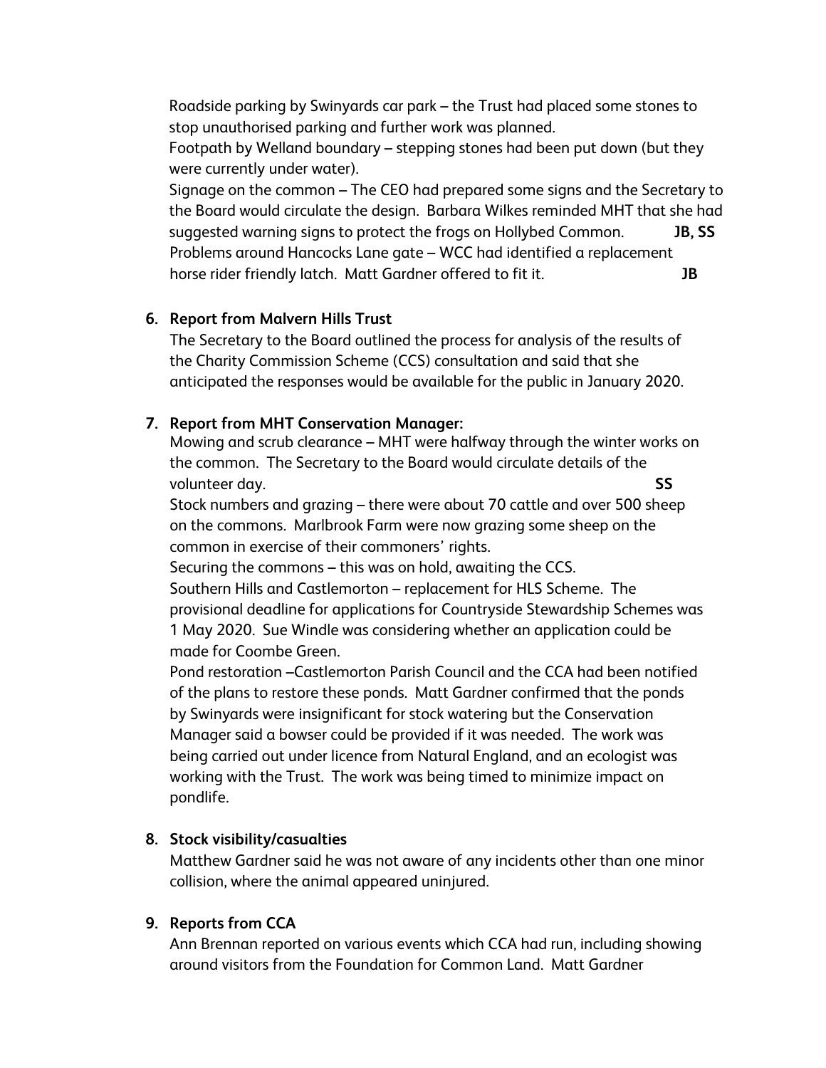Roadside parking by Swinyards car park – the Trust had placed some stones to stop unauthorised parking and further work was planned.

Footpath by Welland boundary – stepping stones had been put down (but they were currently under water).

Signage on the common – The CEO had prepared some signs and the Secretary to the Board would circulate the design. Barbara Wilkes reminded MHT that she had suggested warning signs to protect the frogs on Hollybed Common. **JB, SS**

Problems around Hancocks Lane gate – WCC had identified a replacement horse rider friendly latch. Matt Gardner offered to fit it. **JB**

**6. Report from Malvern Hills Trust**

The Secretary to the Board outlined the process for analysis of the results of the Charity Commission Scheme (CCS) consultation and said that she anticipated the responses would be available for the public in January 2020.

**7. Report from MHT Conservation Manager:**

Mowing and scrub clearance – MHT were halfway through the winter works on the common. The Secretary to the Board would circulate details of the volunteer day. **SS**

Stock numbers and grazing – there were about 70 cattle and over 500 sheep on the commons. Marlbrook Farm were now grazing some sheep on the common in exercise of their commoners' rights.

Securing the commons – this was on hold, awaiting the CCS.

Southern Hills and Castlemorton – replacement for HLS Scheme. The provisional deadline for applications for Countryside Stewardship Schemes was 1 May 2020. Sue Windle was considering whether an application could be made for Coombe Green.

Pond restoration –Castlemorton Parish Council and the CCA had been notified of the plans to restore these ponds. Matt Gardner confirmed that the ponds by Swinyards were insignificant for stock watering but the Conservation Manager said a bowser could be provided if it was needed. The work was being carried out under licence from Natural England, and an ecologist was working with the Trust. The work was being timed to minimize impact on pondlife.

**8. Stock visibility/casualties**

Matthew Gardner said he was not aware of any incidents other than one minor collision, where the animal appeared uninjured.

**9. Reports from CCA**

Ann Brennan reported on various events which CCA had run, including showing around visitors from the Foundation for Common Land. Matt Gardner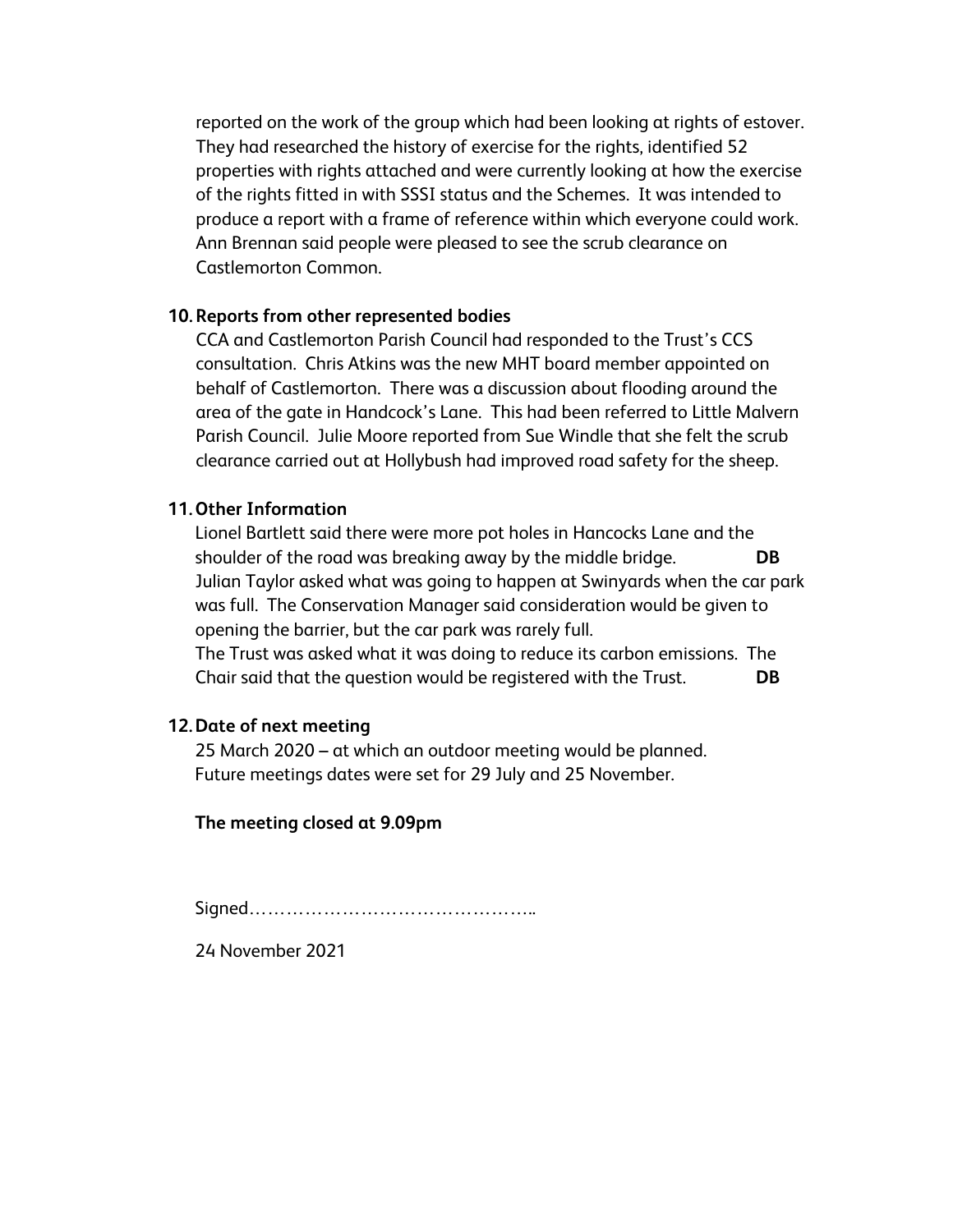reported on the work of the group which had been looking at rights of estover. They had researched the history of exercise for the rights, identified 52 properties with rights attached and were currently looking at how the exercise of the rights fitted in with SSSI status and the Schemes. It was intended to produce a report with a frame of reference within which everyone could work. Ann Brennan said people were pleased to see the scrub clearance on Castlemorton Common.

**10. Reports from other represented bodies**

CCA and Castlemorton Parish Council had responded to the Trust's CCS consultation. Chris Atkins was the new MHT board member appointed on behalf of Castlemorton. There was a discussion about flooding around the area of the gate in Handcock's Lane. This had been referred to Little Malvern Parish Council. Julie Moore reported from Sue Windle that she felt the scrub clearance carried out at Hollybush had improved road safety for the sheep.

**11. Other Information**

Lionel Bartlett said there were more pot holes in Hancocks Lane and the shoulder of the road was breaking away by the middle bridge. **DB**
Julian Taylor asked what was going to happen at Swinyards when the car park was full. The Conservation Manager said consideration would be given to opening the barrier, but the car park was rarely full.
The Trust was asked what it was doing to reduce its carbon emissions. The Chair said that the question would be registered with the Trust. **DB**

**12. Date of next meeting**

25 March 2020 – at which an outdoor meeting would be planned.
Future meetings dates were set for 29 July and 25 November.

**The meeting closed at 9.09pm**

Signed………………………………………..

24 November 2021